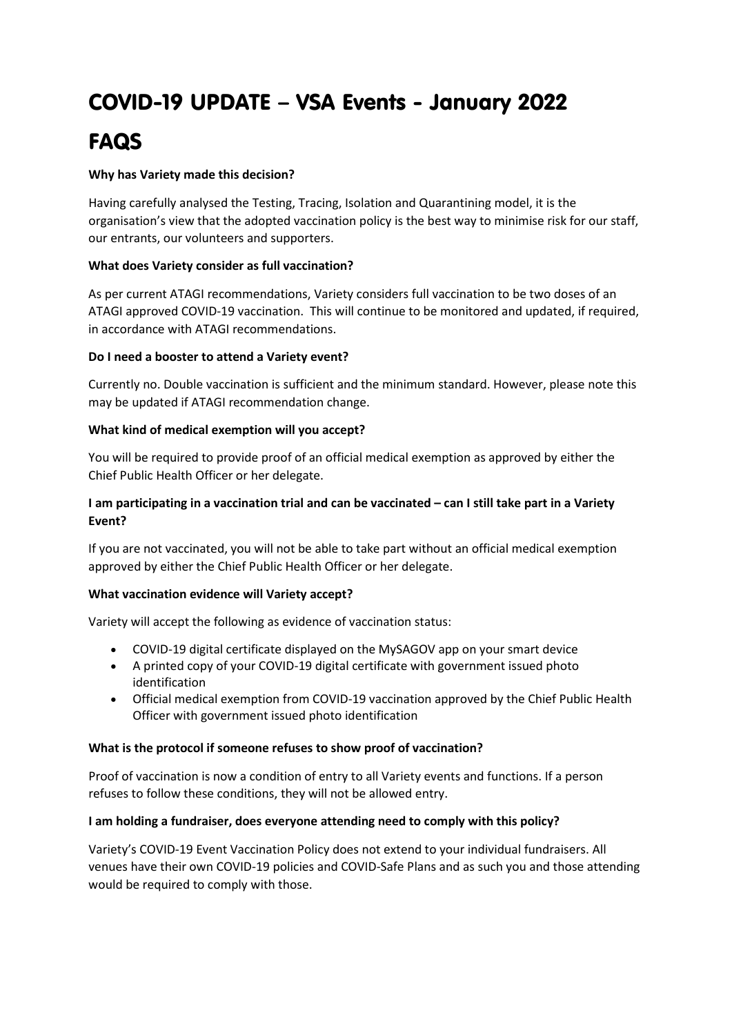# COVID-19 UPDATE – VSA Events - January 2022

# FAQS

**Why has Variety made this decision?**

Having carefully analysed the Testing, Tracing, Isolation and Quarantining model, it is the organisation's view that the adopted vaccination policy is the best way to minimise risk for our staff, our entrants, our volunteers and supporters.

**What does Variety consider as full vaccination?**

As per current ATAGI recommendations, Variety considers full vaccination to be two doses of an ATAGI approved COVID-19 vaccination. This will continue to be monitored and updated, if required, in accordance with ATAGI recommendations.

**Do I need a booster to attend a Variety event?**

Currently no. Double vaccination is sufficient and the minimum standard. However, please note this may be updated if ATAGI recommendation change.

**What kind of medical exemption will you accept?**

You will be required to provide proof of an official medical exemption as approved by either the Chief Public Health Officer or her delegate.

**I am participating in a vaccination trial and can be vaccinated – can I still take part in a Variety Event?**

If you are not vaccinated, you will not be able to take part without an official medical exemption approved by either the Chief Public Health Officer or her delegate.

**What vaccination evidence will Variety accept?**

Variety will accept the following as evidence of vaccination status:

- COVID-19 digital certificate displayed on the MySAGOV app on your smart device
- A printed copy of your COVID-19 digital certificate with government issued photo identification
- Official medical exemption from COVID-19 vaccination approved by the Chief Public Health Officer with government issued photo identification

**What is the protocol if someone refuses to show proof of vaccination?**

Proof of vaccination is now a condition of entry to all Variety events and functions. If a person refuses to follow these conditions, they will not be allowed entry.

**I am holding a fundraiser, does everyone attending need to comply with this policy?**

Variety's COVID-19 Event Vaccination Policy does not extend to your individual fundraisers. All venues have their own COVID-19 policies and COVID-Safe Plans and as such you and those attending would be required to comply with those.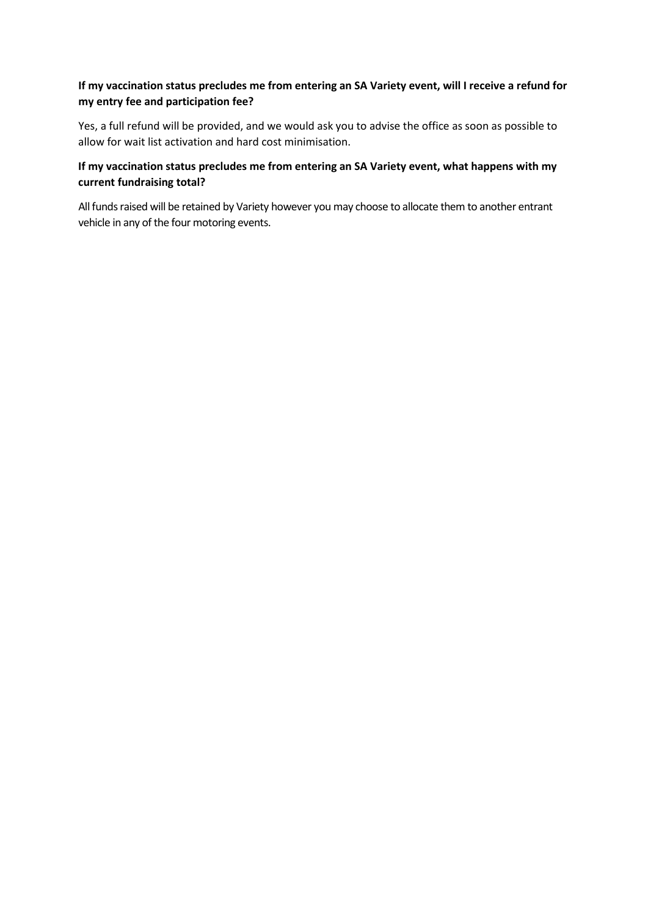**If my vaccination status precludes me from entering an SA Variety event, will I receive a refund for my entry fee and participation fee?**

Yes, a full refund will be provided, and we would ask you to advise the office as soon as possible to allow for wait list activation and hard cost minimisation.

**If my vaccination status precludes me from entering an SA Variety event, what happens with my current fundraising total?**

All funds raised will be retained by Variety however you may choose to allocate them to another entrant vehicle in any of the four motoring events.